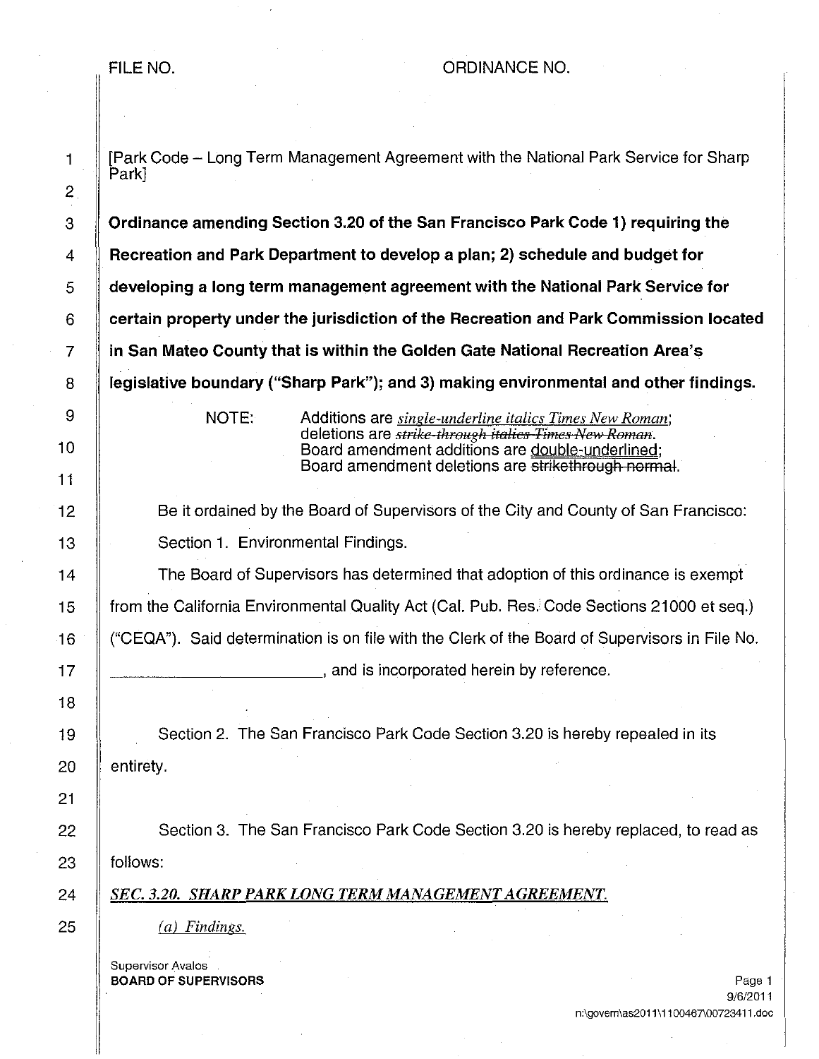FILE NO. ORDINANCE NO.

[Park Code – Long Term Management Agreement with the National Park Service for Sharp Park]

**Ordinance amending Section 3.20 of the San Francisco Park Code 1) requiring the Recreation and Park Department to develop a plan; 2) schedule and budget for developing a long term management agreement with the National Park Service for certain property under the jurisdiction of the Recreation and Park Commission located in San Mateo County that is within the Golden Gate National Recreation Area's legislative boundary ("Sharp Park"); and 3) making environmental and other findings.**

NOTE: Additions are *single-underline italics Times New Roman*; deletions are ~~*strike-through italics Times New Roman*~~. Board amendment additions are double-underlined; Board amendment deletions are ~~strikethrough normal~~.

Be it ordained by the Board of Supervisors of the City and County of San Francisco:

Section 1. Environmental Findings.

The Board of Supervisors has determined that adoption of this ordinance is exempt from the California Environmental Quality Act (Cal. Pub. Res. Code Sections 21000 et seq.) ("CEQA"). Said determination is on file with the Clerk of the Board of Supervisors in File No. \_\_\_\_\_\_\_\_\_\_\_\_\_\_\_\_\_\_\_\_\_\_\_\_, and is incorporated herein by reference.

Section 2. The San Francisco Park Code Section 3.20 is hereby repealed in its entirety.

Section 3. The San Francisco Park Code Section 3.20 is hereby replaced, to read as follows:

*SEC. 3.20. SHARP PARK LONG TERM MANAGEMENT AGREEMENT.*

*(a) Findings.*

Supervisor Avalos
**BOARD OF SUPERVISORS**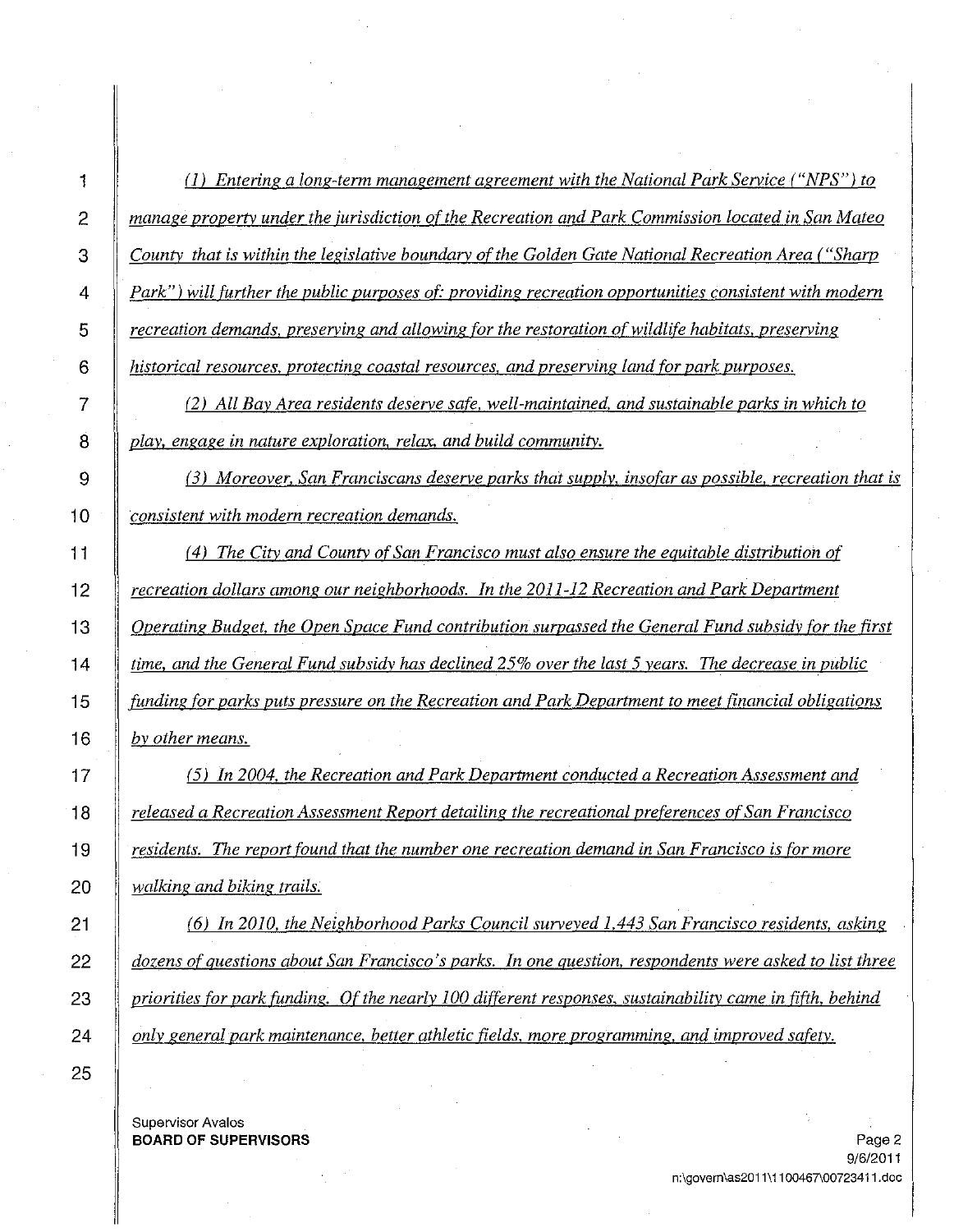*(1) Entering a long-term management agreement with the National Park Service ("NPS") to manage property under the jurisdiction of the Recreation and Park Commission located in San Mateo County that is within the legislative boundary of the Golden Gate National Recreation Area ("Sharp Park") will further the public purposes of: providing recreation opportunities consistent with modern recreation demands, preserving and allowing for the restoration of wildlife habitats, preserving historical resources, protecting coastal resources, and preserving land for park purposes.*

*(2) All Bay Area residents deserve safe, well-maintained, and sustainable parks in which to play, engage in nature exploration, relax, and build community.*

*(3) Moreover, San Franciscans deserve parks that supply, insofar as possible, recreation that is consistent with modern recreation demands.*

*(4) The City and County of San Francisco must also ensure the equitable distribution of recreation dollars among our neighborhoods. In the 2011-12 Recreation and Park Department Operating Budget, the Open Space Fund contribution surpassed the General Fund subsidy for the first time, and the General Fund subsidy has declined 25% over the last 5 years. The decrease in public funding for parks puts pressure on the Recreation and Park Department to meet financial obligations by other means.*

*(5) In 2004, the Recreation and Park Department conducted a Recreation Assessment and released a Recreation Assessment Report detailing the recreational preferences of San Francisco residents. The report found that the number one recreation demand in San Francisco is for more walking and biking trails.*

*(6) In 2010, the Neighborhood Parks Council surveyed 1,443 San Francisco residents, asking dozens of questions about San Francisco's parks. In one question, respondents were asked to list three priorities for park funding. Of the nearly 100 different responses, sustainability came in fifth, behind only general park maintenance, better athletic fields, more programming, and improved safety.*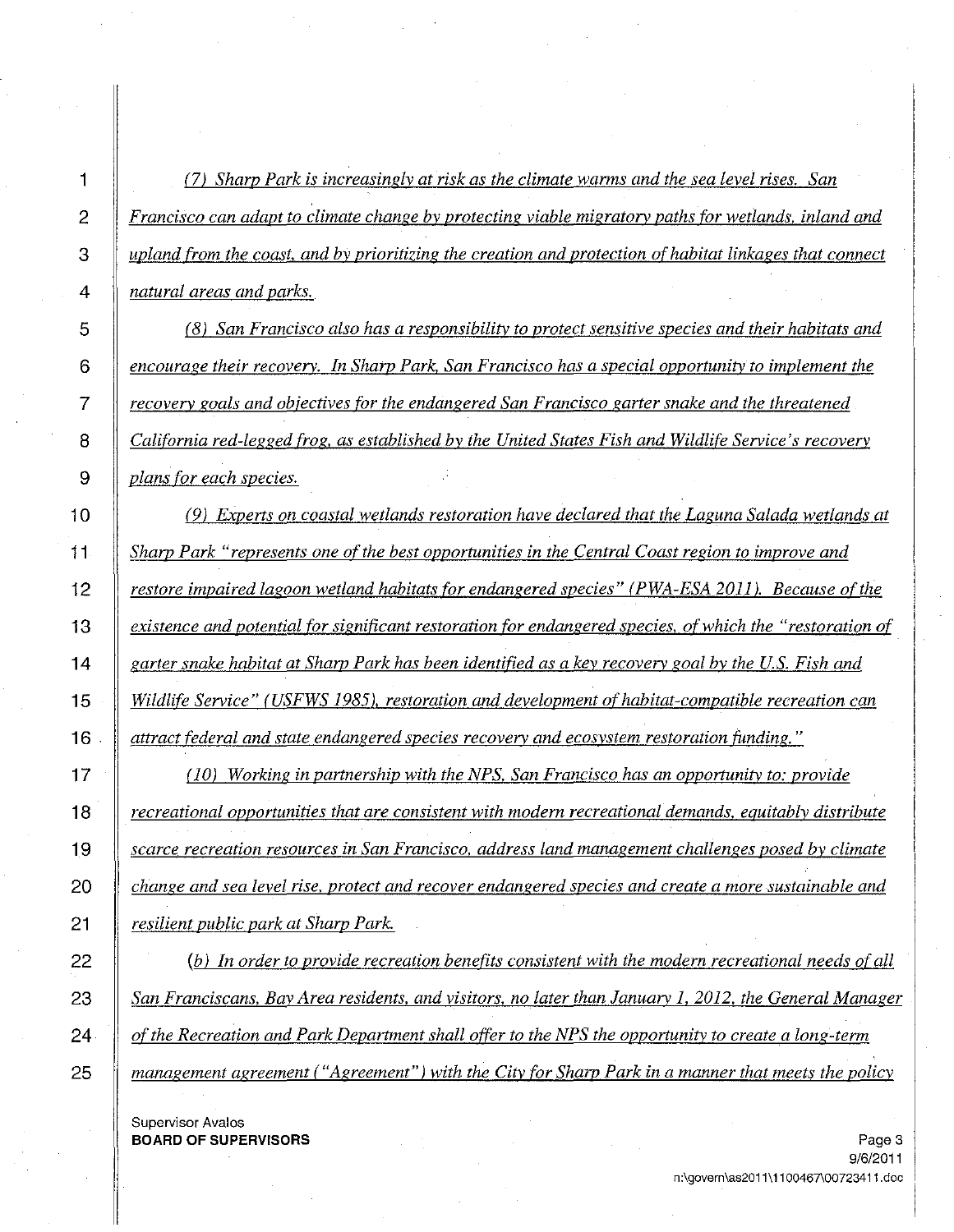*(7) Sharp Park is increasingly at risk as the climate warms and the sea level rises. San Francisco can adapt to climate change by protecting viable migratory paths for wetlands, inland and upland from the coast, and by prioritizing the creation and protection of habitat linkages that connect natural areas and parks.*

*(8) San Francisco also has a responsibility to protect sensitive species and their habitats and encourage their recovery. In Sharp Park, San Francisco has a special opportunity to implement the recovery goals and objectives for the endangered San Francisco garter snake and the threatened California red-legged frog, as established by the United States Fish and Wildlife Service's recovery plans for each species.*

*(9) Experts on coastal wetlands restoration have declared that the Laguna Salada wetlands at Sharp Park "represents one of the best opportunities in the Central Coast region to improve and restore impaired lagoon wetland habitats for endangered species" (PWA-ESA 2011). Because of the existence and potential for significant restoration for endangered species, of which the "restoration of garter snake habitat at Sharp Park has been identified as a key recovery goal by the U.S. Fish and Wildlife Service" (USFWS 1985), restoration and development of habitat-compatible recreation can attract federal and state endangered species recovery and ecosystem restoration funding."*

*(10) Working in partnership with the NPS, San Francisco has an opportunity to: provide recreational opportunities that are consistent with modern recreational demands, equitably distribute scarce recreation resources in San Francisco, address land management challenges posed by climate change and sea level rise, protect and recover endangered species and create a more sustainable and resilient public park at Sharp Park.*

*(b) In order to provide recreation benefits consistent with the modern recreational needs of all San Franciscans, Bay Area residents, and visitors, no later than January 1, 2012, the General Manager of the Recreation and Park Department shall offer to the NPS the opportunity to create a long-term management agreement ("Agreement") with the City for Sharp Park in a manner that meets the policy*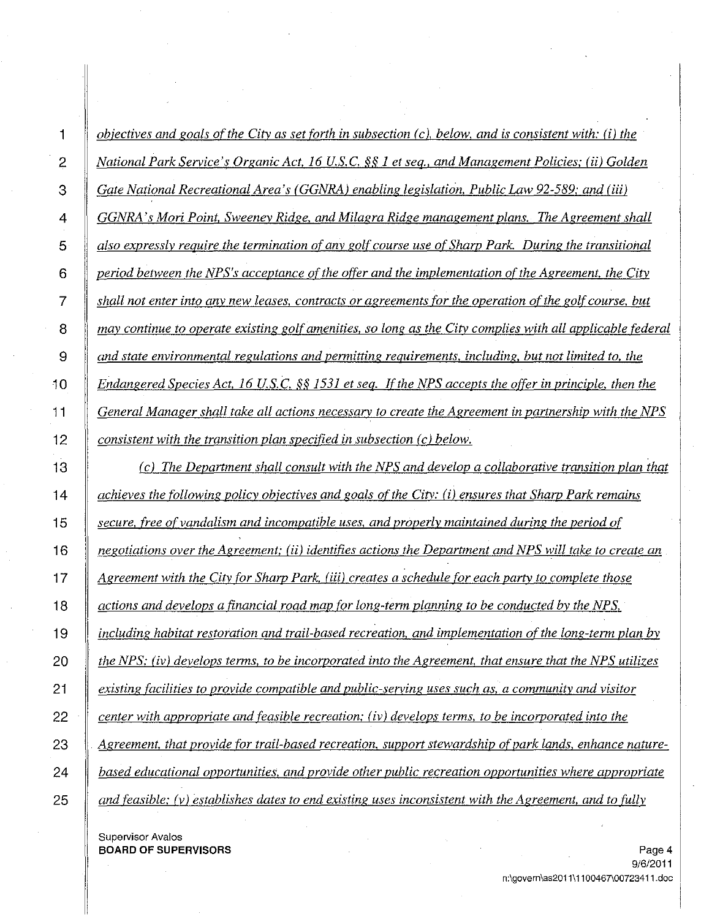*objectives and goals of the City as set forth in subsection (c), below, and is consistent with: (i) the National Park Service's Organic Act, 16 U.S.C. §§ 1 et seq., and Management Policies; (ii) Golden Gate National Recreational Area's (GGNRA) enabling legislation, Public Law 92-589; and (iii) GGNRA's Mori Point, Sweeney Ridge, and Milagra Ridge management plans. The Agreement shall also expressly require the termination of any golf course use of Sharp Park. During the transitional period between the NPS's acceptance of the offer and the implementation of the Agreement, the City shall not enter into any new leases, contracts or agreements for the operation of the golf course, but may continue to operate existing golf amenities, so long as the City complies with all applicable federal and state environmental regulations and permitting requirements, including, but not limited to, the Endangered Species Act, 16 U.S.C. §§ 1531 et seq. If the NPS accepts the offer in principle, then the General Manager shall take all actions necessary to create the Agreement in partnership with the NPS consistent with the transition plan specified in subsection (c) below.*

*(c) The Department shall consult with the NPS and develop a collaborative transition plan that achieves the following policy objectives and goals of the City: (i) ensures that Sharp Park remains secure, free of vandalism and incompatible uses, and properly maintained during the period of negotiations over the Agreement; (ii) identifies actions the Department and NPS will take to create an Agreement with the City for Sharp Park, (iii) creates a schedule for each party to complete those actions and develops a financial road map for long-term planning to be conducted by the NPS, including habitat restoration and trail-based recreation, and implementation of the long-term plan by the NPS; (iv) develops terms, to be incorporated into the Agreement, that ensure that the NPS utilizes existing facilities to provide compatible and public-serving uses such as, a community and visitor center with appropriate and feasible recreation; (iv) develops terms, to be incorporated into the Agreement, that provide for trail-based recreation, support stewardship of park lands, enhance nature-based educational opportunities, and provide other public recreation opportunities where appropriate and feasible; (v) establishes dates to end existing uses inconsistent with the Agreement, and to fully*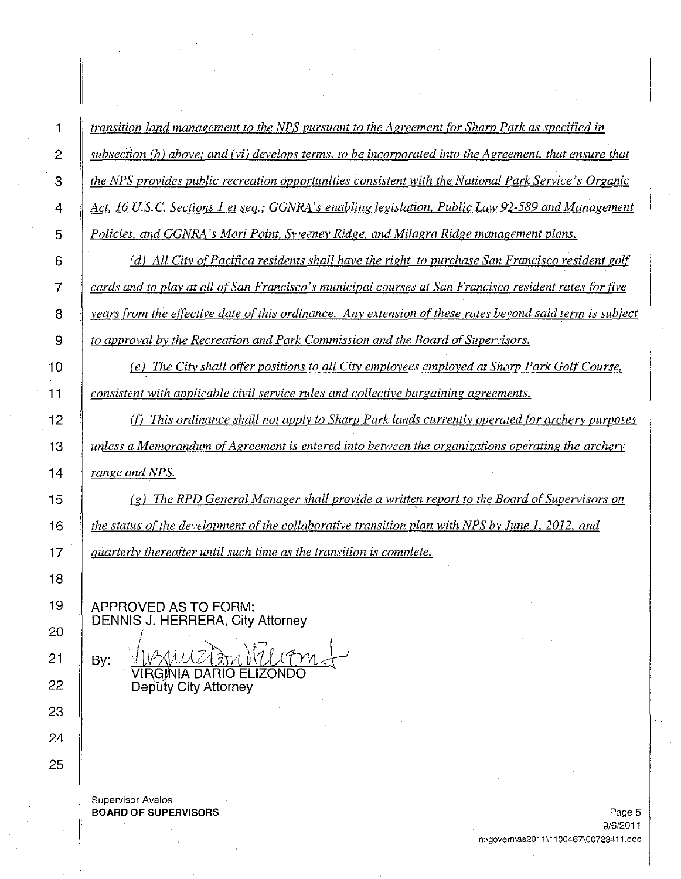*transition land management to the NPS pursuant to the Agreement for Sharp Park as specified in subsection (b) above; and (vi) develops terms, to be incorporated into the Agreement, that ensure that the NPS provides public recreation opportunities consistent with the National Park Service's Organic Act, 16 U.S.C. Sections 1 et seq.; GGNRA's enabling legislation, Public Law 92-589 and Management Policies, and GGNRA's Mori Point, Sweeney Ridge, and Milagra Ridge management plans.*

*(d) All City of Pacifica residents shall have the right to purchase San Francisco resident golf cards and to play at all of San Francisco's municipal courses at San Francisco resident rates for five years from the effective date of this ordinance. Any extension of these rates beyond said term is subject to approval by the Recreation and Park Commission and the Board of Supervisors.*

*(e) The City shall offer positions to all City employees employed at Sharp Park Golf Course, consistent with applicable civil service rules and collective bargaining agreements.*

*(f) This ordinance shall not apply to Sharp Park lands currently operated for archery purposes unless a Memorandum of Agreement is entered into between the organizations operating the archery range and NPS.*

*(g) The RPD General Manager shall provide a written report to the Board of Supervisors on the status of the development of the collaborative transition plan with NPS by June 1, 2012, and quarterly thereafter until such time as the transition is complete.*

APPROVED AS TO FORM:
DENNIS J. HERRERA, City Attorney

By: VIRGINIA DARIO ELIZONDO
Deputy City Attorney

Supervisor Avalos
**BOARD OF SUPERVISORS**

9/6/2011
n:\govern\as2011\1100467\00723411.doc